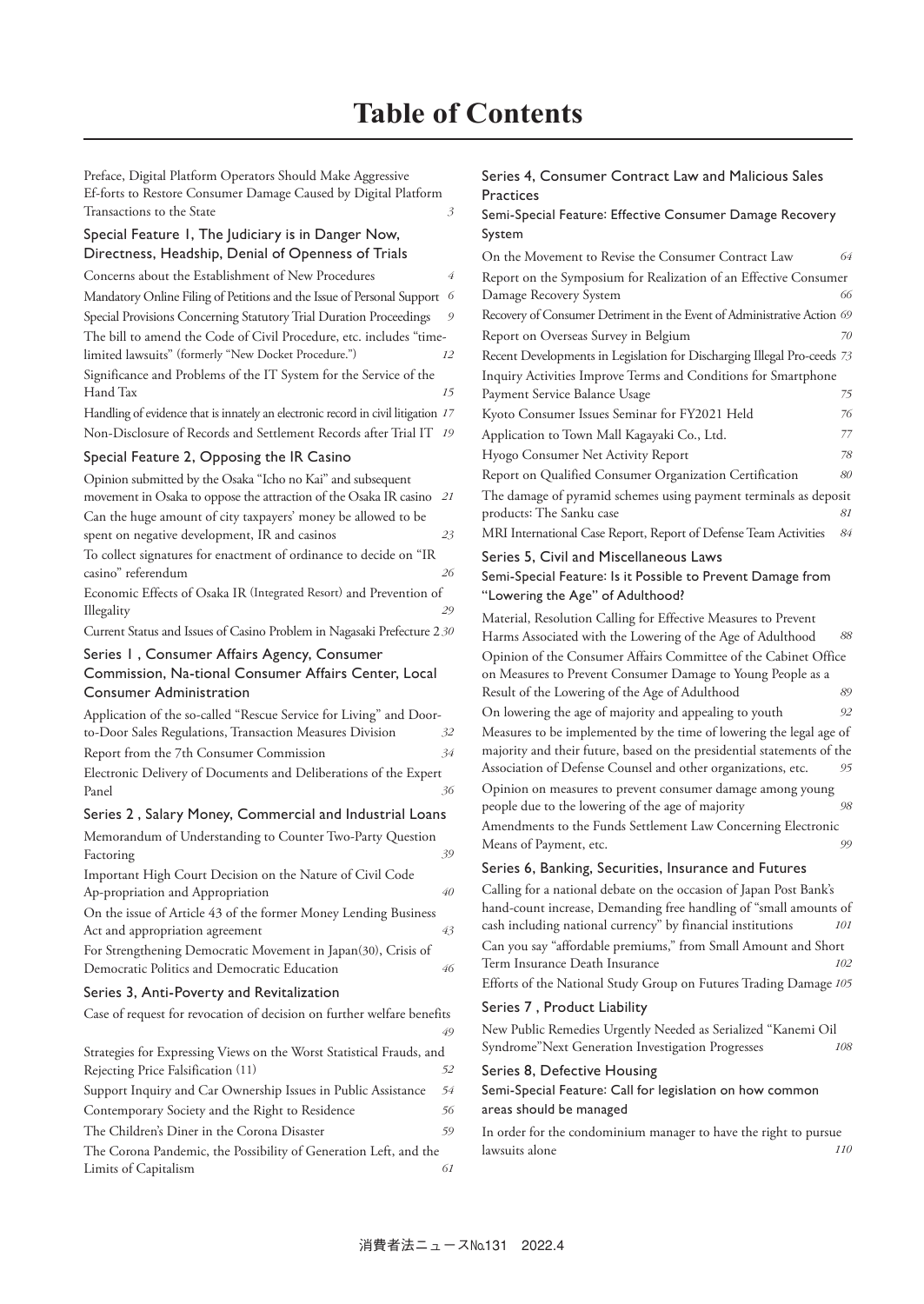# Table of Contents

Preface, Digital Platform Operators Should Make Aggressive Ef-forts to Restore Consumer Damage Caused by Digital Platform Transactions to the State 3

## Special Feature 1, The Judiciary is in Danger Now, Directness, Headship, Denial of Openness of Trials

Concerns about the Establishment of New Procedures 4

Mandatory Online Filing of Petitions and the Issue of Personal Support 6

Special Provisions Concerning Statutory Trial Duration Proceedings 9

The bill to amend the Code of Civil Procedure, etc. includes "time-limited lawsuits" (formerly "New Docket Procedure.") 12

Significance and Problems of the IT System for the Service of the Hand Tax 15

Handling of evidence that is innately an electronic record in civil litigation 17

Non-Disclosure of Records and Settlement Records after Trial IT 19

## Special Feature 2, Opposing the IR Casino

Opinion submitted by the Osaka "Icho no Kai" and subsequent movement in Osaka to oppose the attraction of the Osaka IR casino 21

Can the huge amount of city taxpayers' money be allowed to be spent on negative development, IR and casinos 23

To collect signatures for enactment of ordinance to decide on "IR casino" referendum 26

Economic Effects of Osaka IR (Integrated Resort) and Prevention of Illegality 29

Current Status and Issues of Casino Problem in Nagasaki Prefecture 2 30

## Series 1 , Consumer Affairs Agency, Consumer Commission, Na-tional Consumer Affairs Center, Local Consumer Administration

Application of the so-called "Rescue Service for Living" and Door-to-Door Sales Regulations, Transaction Measures Division 32

Report from the 7th Consumer Commission 34

Electronic Delivery of Documents and Deliberations of the Expert Panel 36

## Series 2 , Salary Money, Commercial and Industrial Loans

Memorandum of Understanding to Counter Two-Party Question Factoring 39

Important High Court Decision on the Nature of Civil Code Ap-propriation and Appropriation 40

On the issue of Article 43 of the former Money Lending Business Act and appropriation agreement 43

For Strengthening Democratic Movement in Japan(30), Crisis of Democratic Politics and Democratic Education 46

## Series 3, Anti-Poverty and Revitalization

Case of request for revocation of decision on further welfare benefits 49

Strategies for Expressing Views on the Worst Statistical Frauds, and Rejecting Price Falsification (11) 52

Support Inquiry and Car Ownership Issues in Public Assistance 54

Contemporary Society and the Right to Residence 56

The Children's Diner in the Corona Disaster 59

The Corona Pandemic, the Possibility of Generation Left, and the Limits of Capitalism 61

## Series 4, Consumer Contract Law and Malicious Sales Practices

### Semi-Special Feature: Effective Consumer Damage Recovery System

On the Movement to Revise the Consumer Contract Law 64

Report on the Symposium for Realization of an Effective Consumer Damage Recovery System 66

Recovery of Consumer Detriment in the Event of Administrative Action 69

Report on Overseas Survey in Belgium 70

Recent Developments in Legislation for Discharging Illegal Pro-ceeds 73

Inquiry Activities Improve Terms and Conditions for Smartphone Payment Service Balance Usage 75

Kyoto Consumer Issues Seminar for FY2021 Held 76

Application to Town Mall Kagayaki Co., Ltd. 77

Hyogo Consumer Net Activity Report 78

Report on Qualified Consumer Organization Certification 80

The damage of pyramid schemes using payment terminals as deposit products: The Sanku case 81

MRI International Case Report, Report of Defense Team Activities 84

## Series 5, Civil and Miscellaneous Laws

### Semi-Special Feature: Is it Possible to Prevent Damage from "Lowering the Age" of Adulthood?

Material, Resolution Calling for Effective Measures to Prevent Harms Associated with the Lowering of the Age of Adulthood 88

Opinion of the Consumer Affairs Committee of the Cabinet Office on Measures to Prevent Consumer Damage to Young People as a Result of the Lowering of the Age of Adulthood 89

On lowering the age of majority and appealing to youth 92

Measures to be implemented by the time of lowering the legal age of majority and their future, based on the presidential statements of the Association of Defense Counsel and other organizations, etc. 95

Opinion on measures to prevent consumer damage among young people due to the lowering of the age of majority 98

Amendments to the Funds Settlement Law Concerning Electronic Means of Payment, etc. 99

## Series 6, Banking, Securities, Insurance and Futures

Calling for a national debate on the occasion of Japan Post Bank's hand-count increase, Demanding free handling of "small amounts of cash including national currency" by financial institutions 101

Can you say "affordable premiums," from Small Amount and Short Term Insurance Death Insurance 102

Efforts of the National Study Group on Futures Trading Damage 105

## Series 7 , Product Liability

New Public Remedies Urgently Needed as Serialized "Kanemi Oil Syndrome"Next Generation Investigation Progresses 108

## Series 8, Defective Housing

### Semi-Special Feature: Call for legislation on how common areas should be managed

In order for the condominium manager to have the right to pursue lawsuits alone 110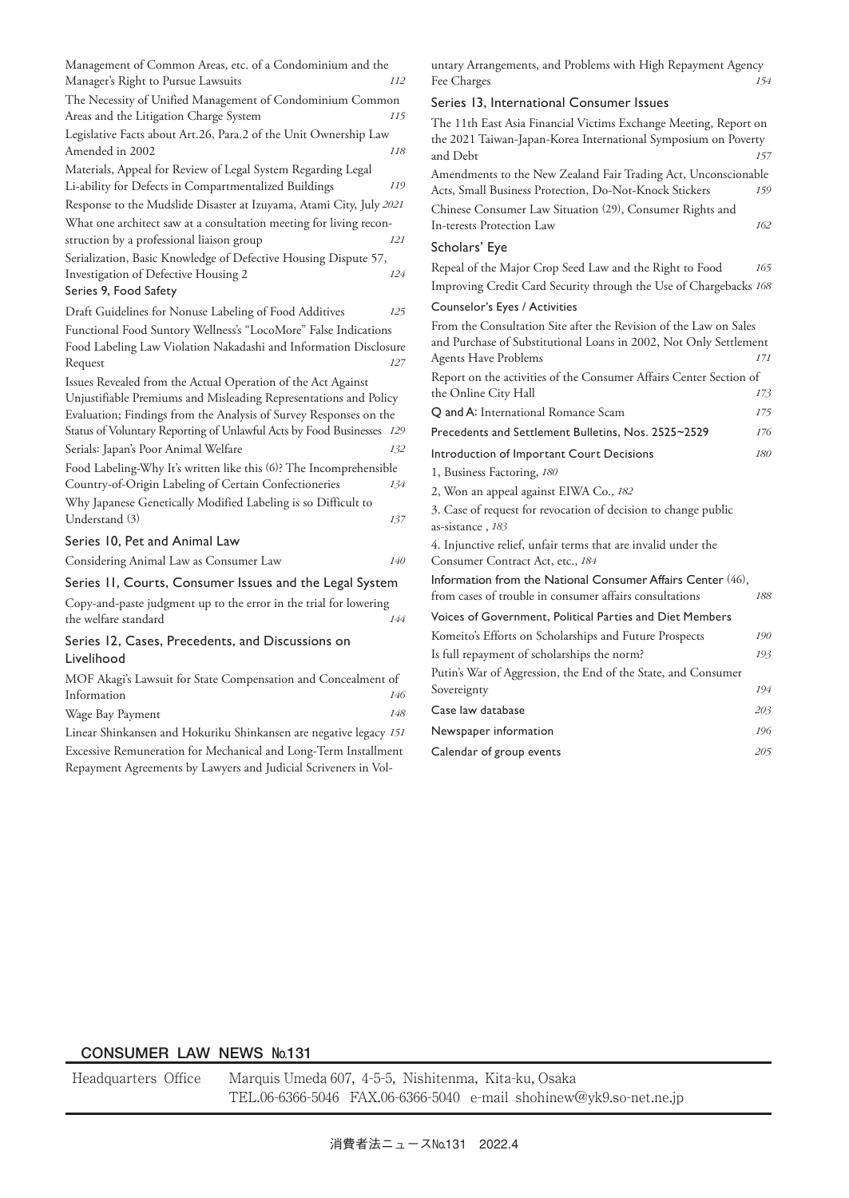Management of Common Areas, etc. of a Condominium and the Manager's Right to Pursue Lawsuits 112

The Necessity of Unified Management of Condominium Common Areas and the Litigation Charge System 115

Legislative Facts about Art.26, Para.2 of the Unit Ownership Law Amended in 2002 118

Materials, Appeal for Review of Legal System Regarding Legal Li-ability for Defects in Compartmentalized Buildings 119

Response to the Mudslide Disaster at Izuyama, Atami City, July 2021

What one architect saw at a consultation meeting for living recon-struction by a professional liaison group 121

Serialization, Basic Knowledge of Defective Housing Dispute 57, Investigation of Defective Housing 2 124

## Series 9, Food Safety

Draft Guidelines for Nonuse Labeling of Food Additives 125

Functional Food Suntory Wellness's "LocoMore" False Indications Food Labeling Law Violation Nakadashi and Information Disclosure Request 127

Issues Revealed from the Actual Operation of the Act Against Unjustifiable Premiums and Misleading Representations and Policy Evaluation; Findings from the Analysis of Survey Responses on the Status of Voluntary Reporting of Unlawful Acts by Food Businesses 129

Serials: Japan's Poor Animal Welfare 132

Food Labeling-Why It's written like this (6)? The Incomprehensible Country-of-Origin Labeling of Certain Confectioneries 134

Why Japanese Genetically Modified Labeling is so Difficult to Understand (3) 137

## Series 10, Pet and Animal Law

Considering Animal Law as Consumer Law 140

## Series 11, Courts, Consumer Issues and the Legal System

Copy-and-paste judgment up to the error in the trial for lowering the welfare standard 144

## Series 12, Cases, Precedents, and Discussions on Livelihood

MOF Akagi's Lawsuit for State Compensation and Concealment of Information 146

Wage Bay Payment 148

Linear Shinkansen and Hokuriku Shinkansen are negative legacy 151

Excessive Remuneration for Mechanical and Long-Term Installment Repayment Agreements by Lawyers and Judicial Scriveners in Vol-untary Arrangements, and Problems with High Repayment Agency Fee Charges 154

## Series 13, International Consumer Issues

The 11th East Asia Financial Victims Exchange Meeting, Report on the 2021 Taiwan-Japan-Korea International Symposium on Poverty and Debt 157

Amendments to the New Zealand Fair Trading Act, Unconscionable Acts, Small Business Protection, Do-Not-Knock Stickers 159

Chinese Consumer Law Situation (29), Consumer Rights and In-terests Protection Law 162

## Scholars' Eye

Repeal of the Major Crop Seed Law and the Right to Food 165

Improving Credit Card Security through the Use of Chargebacks 168

## Counselor's Eyes / Activities

From the Consultation Site after the Revision of the Law on Sales and Purchase of Substitutional Loans in 2002, Not Only Settlement Agents Have Problems 171

Report on the activities of the Consumer Affairs Center Section of the Online City Hall 173

## Q and A: International Romance Scam 175

## Precedents and Settlement Bulletins, Nos. 2525~2529 176

## Introduction of Important Court Decisions 180

1, Business Factoring, *180*

2, Won an appeal against EIWA Co., *182*

3. Case of request for revocation of decision to change public as-sistance , *183*

4. Injunctive relief, unfair terms that are invalid under the Consumer Contract Act, etc., *184*

## Information from the National Consumer Affairs Center (46), from cases of trouble in consumer affairs consultations 188

## Voices of Government, Political Parties and Diet Members

Komeito's Efforts on Scholarships and Future Prospects 190

Is full repayment of scholarships the norm? 193

Putin's War of Aggression, the End of the State, and Consumer Sovereignty 194

## Case law database 203

## Newspaper information 196

## Calendar of group events 205

**CONSUMER LAW NEWS No.131**

Headquarters Office Marquis Umeda 607, 4-5-5, Nishitenma, Kita-ku, Osaka
TEL.06-6366-5046 FAX.06-6366-5040 e-mail shohinew@yk9.so-net.ne.jp

消費者法ニュースNo.131 2022.4